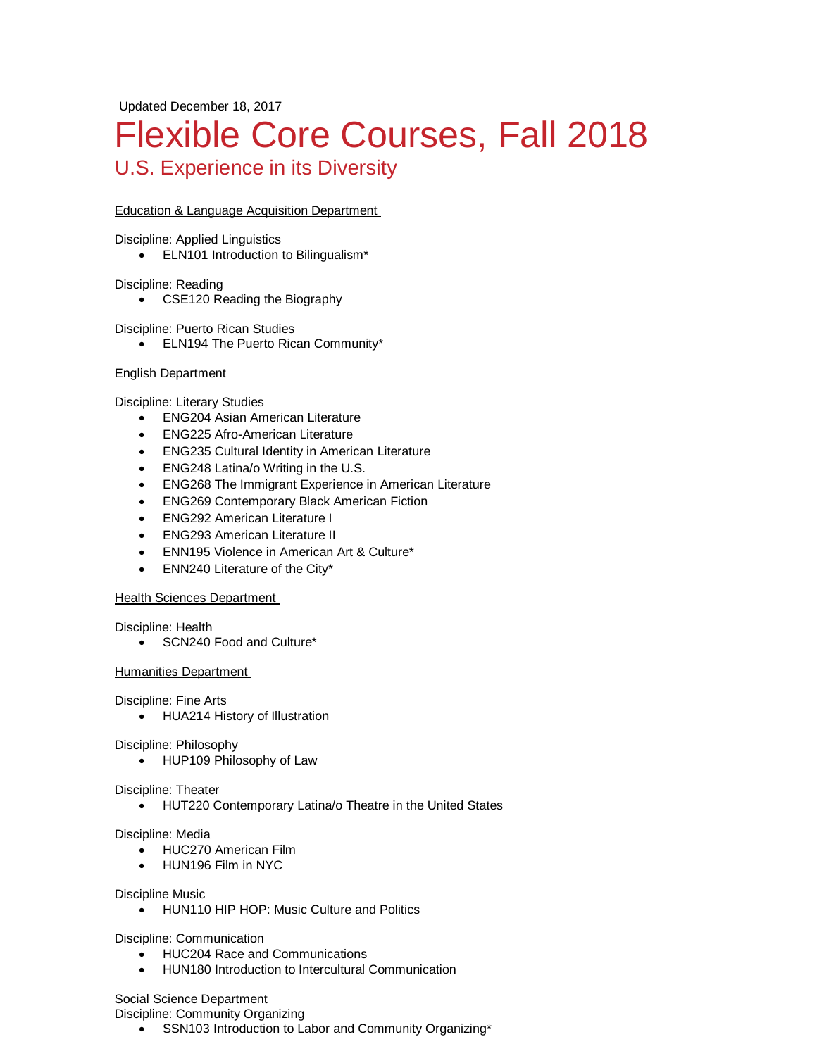Updated December 18, 2017

# Flexible Core Courses, Fall 2018

## U.S. Experience in its Diversity

Education & Language Acquisition Department

Discipline: Applied Linguistics

- ELN101 Introduction to Bilingualism*

Discipline: Reading

- CSE120 Reading the Biography

Discipline: Puerto Rican Studies

- ELN194 The Puerto Rican Community*

English Department

Discipline: Literary Studies

- ENG204 Asian American Literature
- ENG225 Afro-American Literature
- ENG235 Cultural Identity in American Literature
- ENG248 Latina/o Writing in the U.S.
- ENG268 The Immigrant Experience in American Literature
- ENG269 Contemporary Black American Fiction
- ENG292 American Literature I
- ENG293 American Literature II
- ENN195 Violence in American Art & Culture*
- ENN240 Literature of the City*

Health Sciences Department

Discipline: Health

- SCN240 Food and Culture*

Humanities Department

Discipline: Fine Arts

- HUA214 History of Illustration

Discipline: Philosophy

- HUP109 Philosophy of Law

Discipline: Theater

- HUT220 Contemporary Latina/o Theatre in the United States

Discipline: Media

- HUC270 American Film
- HUN196 Film in NYC

Discipline Music

- HUN110 HIP HOP: Music Culture and Politics

Discipline: Communication

- HUC204 Race and Communications
- HUN180 Introduction to Intercultural Communication

Social Science Department

Discipline: Community Organizing

- SSN103 Introduction to Labor and Community Organizing*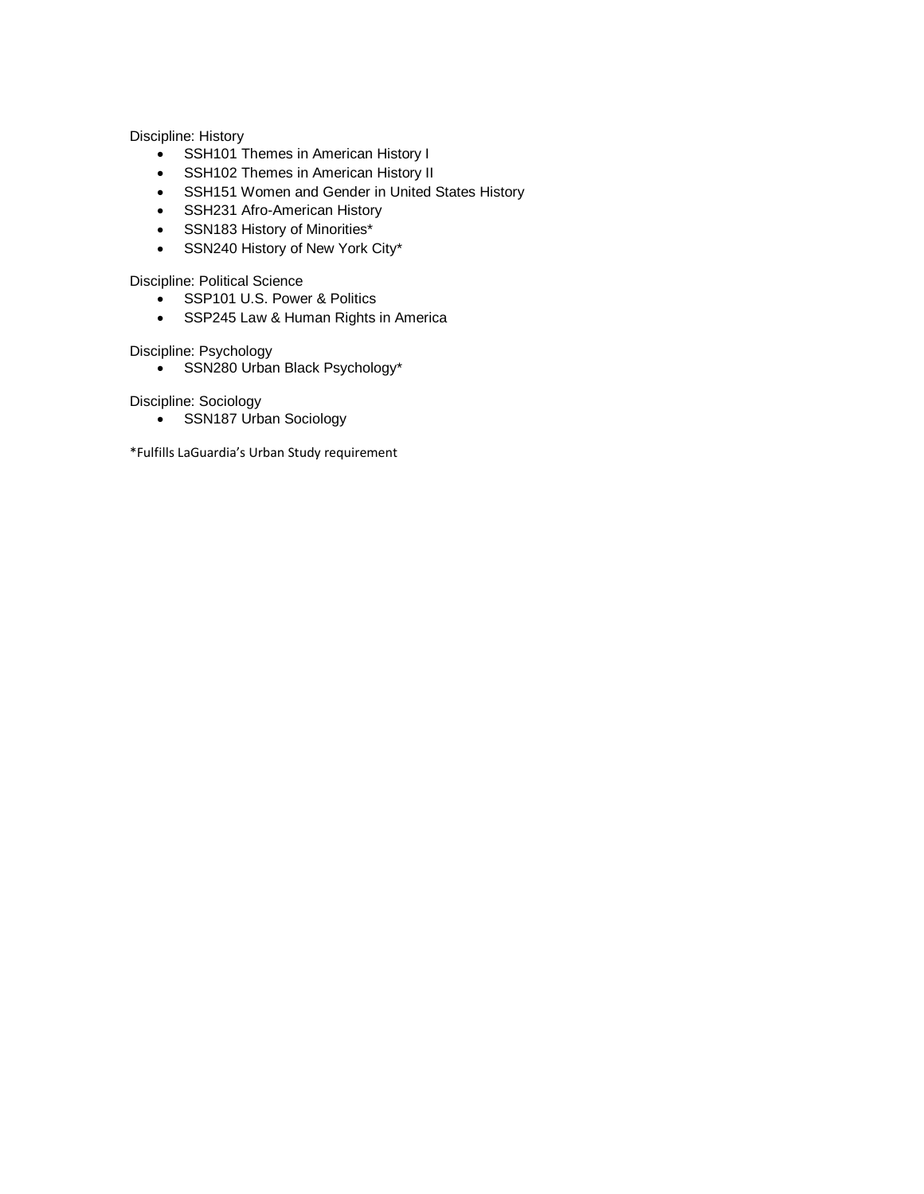Discipline: History

- SSH101 Themes in American History I
- SSH102 Themes in American History II
- SSH151 Women and Gender in United States History
- SSH231 Afro-American History
- SSN183 History of Minorities*
- SSN240 History of New York City*

Discipline: Political Science

- SSP101 U.S. Power & Politics
- SSP245 Law & Human Rights in America

Discipline: Psychology

- SSN280 Urban Black Psychology*

Discipline: Sociology

- SSN187 Urban Sociology

*Fulfills LaGuardia's Urban Study requirement